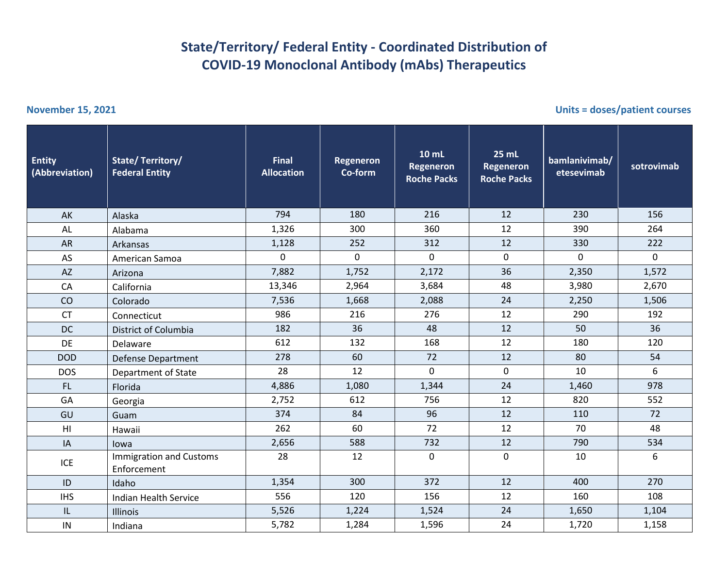# State/Territory/ Federal Entity - Coordinated Distribution of COVID-19 Monoclonal Antibody (mAbs) Therapeutics

**November 15, 2021**

**Units = doses/patient courses**

| Entity (Abbreviation) | State/ Territory/ Federal Entity | Final Allocation | Regeneron Co-form | 10 mL Regeneron Roche Packs | 25 mL Regeneron Roche Packs | bamlanivimab/ etesevimab | sotrovimab |
|---|---|---|---|---|---|---|---|
| AK | Alaska | 794 | 180 | 216 | 12 | 230 | 156 |
| AL | Alabama | 1,326 | 300 | 360 | 12 | 390 | 264 |
| AR | Arkansas | 1,128 | 252 | 312 | 12 | 330 | 222 |
| AS | American Samoa | 0 | 0 | 0 | 0 | 0 | 0 |
| AZ | Arizona | 7,882 | 1,752 | 2,172 | 36 | 2,350 | 1,572 |
| CA | California | 13,346 | 2,964 | 3,684 | 48 | 3,980 | 2,670 |
| CO | Colorado | 7,536 | 1,668 | 2,088 | 24 | 2,250 | 1,506 |
| CT | Connecticut | 986 | 216 | 276 | 12 | 290 | 192 |
| DC | District of Columbia | 182 | 36 | 48 | 12 | 50 | 36 |
| DE | Delaware | 612 | 132 | 168 | 12 | 180 | 120 |
| DOD | Defense Department | 278 | 60 | 72 | 12 | 80 | 54 |
| DOS | Department of State | 28 | 12 | 0 | 0 | 10 | 6 |
| FL | Florida | 4,886 | 1,080 | 1,344 | 24 | 1,460 | 978 |
| GA | Georgia | 2,752 | 612 | 756 | 12 | 820 | 552 |
| GU | Guam | 374 | 84 | 96 | 12 | 110 | 72 |
| HI | Hawaii | 262 | 60 | 72 | 12 | 70 | 48 |
| IA | Iowa | 2,656 | 588 | 732 | 12 | 790 | 534 |
| ICE | Immigration and Customs Enforcement | 28 | 12 | 0 | 0 | 10 | 6 |
| ID | Idaho | 1,354 | 300 | 372 | 12 | 400 | 270 |
| IHS | Indian Health Service | 556 | 120 | 156 | 12 | 160 | 108 |
| IL | Illinois | 5,526 | 1,224 | 1,524 | 24 | 1,650 | 1,104 |
| IN | Indiana | 5,782 | 1,284 | 1,596 | 24 | 1,720 | 1,158 |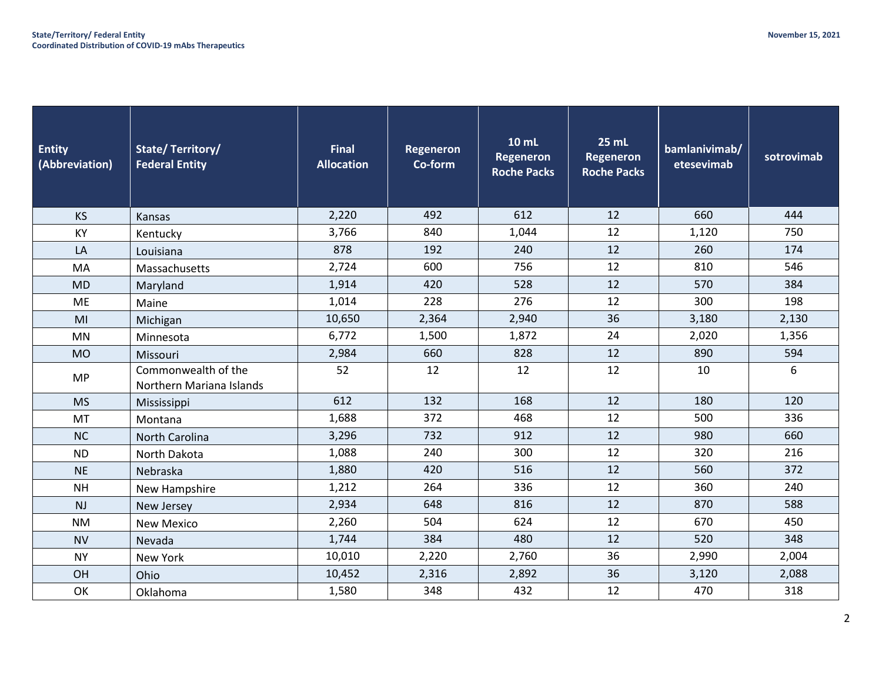| Entity (Abbreviation) | State/ Territory/ Federal Entity | Final Allocation | Regeneron Co-form | 10 mL Regeneron Roche Packs | 25 mL Regeneron Roche Packs | bamlanivimab/ etesevimab | sotrovimab |
|---|---|---|---|---|---|---|---|
| KS | Kansas | 2,220 | 492 | 612 | 12 | 660 | 444 |
| KY | Kentucky | 3,766 | 840 | 1,044 | 12 | 1,120 | 750 |
| LA | Louisiana | 878 | 192 | 240 | 12 | 260 | 174 |
| MA | Massachusetts | 2,724 | 600 | 756 | 12 | 810 | 546 |
| MD | Maryland | 1,914 | 420 | 528 | 12 | 570 | 384 |
| ME | Maine | 1,014 | 228 | 276 | 12 | 300 | 198 |
| MI | Michigan | 10,650 | 2,364 | 2,940 | 36 | 3,180 | 2,130 |
| MN | Minnesota | 6,772 | 1,500 | 1,872 | 24 | 2,020 | 1,356 |
| MO | Missouri | 2,984 | 660 | 828 | 12 | 890 | 594 |
| MP | Commonwealth of the Northern Mariana Islands | 52 | 12 | 12 | 12 | 10 | 6 |
| MS | Mississippi | 612 | 132 | 168 | 12 | 180 | 120 |
| MT | Montana | 1,688 | 372 | 468 | 12 | 500 | 336 |
| NC | North Carolina | 3,296 | 732 | 912 | 12 | 980 | 660 |
| ND | North Dakota | 1,088 | 240 | 300 | 12 | 320 | 216 |
| NE | Nebraska | 1,880 | 420 | 516 | 12 | 560 | 372 |
| NH | New Hampshire | 1,212 | 264 | 336 | 12 | 360 | 240 |
| NJ | New Jersey | 2,934 | 648 | 816 | 12 | 870 | 588 |
| NM | New Mexico | 2,260 | 504 | 624 | 12 | 670 | 450 |
| NV | Nevada | 1,744 | 384 | 480 | 12 | 520 | 348 |
| NY | New York | 10,010 | 2,220 | 2,760 | 36 | 2,990 | 2,004 |
| OH | Ohio | 10,452 | 2,316 | 2,892 | 36 | 3,120 | 2,088 |
| OK | Oklahoma | 1,580 | 348 | 432 | 12 | 470 | 318 |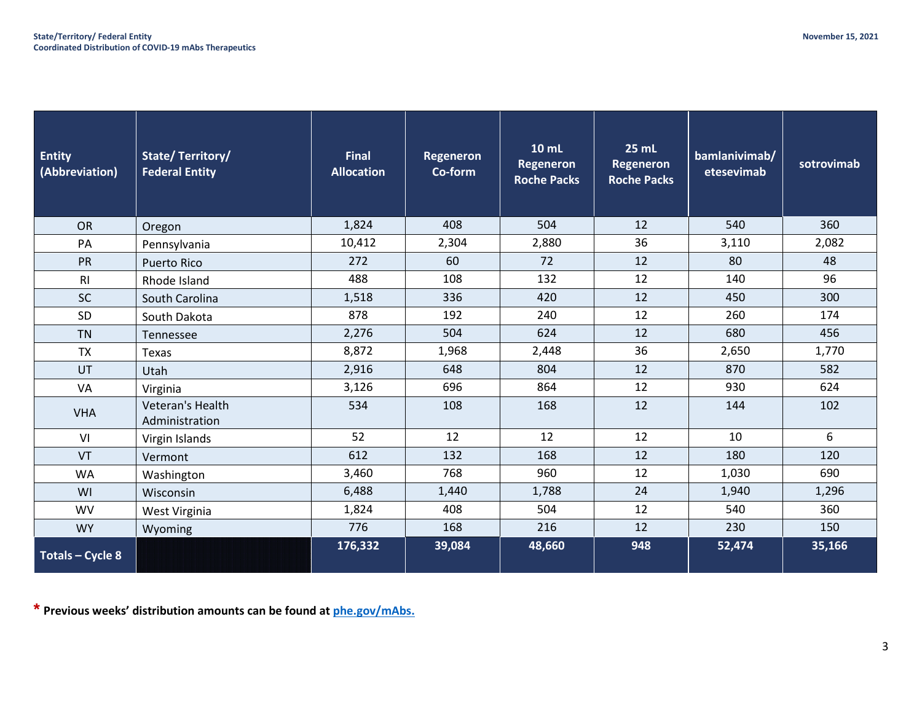| Entity (Abbreviation) | State/ Territory/ Federal Entity | Final Allocation | Regeneron Co-form | 10 mL Regeneron Roche Packs | 25 mL Regeneron Roche Packs | bamlanivimab/ etesevimab | sotrovimab |
|---|---|---|---|---|---|---|---|
| OR | Oregon | 1,824 | 408 | 504 | 12 | 540 | 360 |
| PA | Pennsylvania | 10,412 | 2,304 | 2,880 | 36 | 3,110 | 2,082 |
| PR | Puerto Rico | 272 | 60 | 72 | 12 | 80 | 48 |
| RI | Rhode Island | 488 | 108 | 132 | 12 | 140 | 96 |
| SC | South Carolina | 1,518 | 336 | 420 | 12 | 450 | 300 |
| SD | South Dakota | 878 | 192 | 240 | 12 | 260 | 174 |
| TN | Tennessee | 2,276 | 504 | 624 | 12 | 680 | 456 |
| TX | Texas | 8,872 | 1,968 | 2,448 | 36 | 2,650 | 1,770 |
| UT | Utah | 2,916 | 648 | 804 | 12 | 870 | 582 |
| VA | Virginia | 3,126 | 696 | 864 | 12 | 930 | 624 |
| VHA | Veteran's Health Administration | 534 | 108 | 168 | 12 | 144 | 102 |
| VI | Virgin Islands | 52 | 12 | 12 | 12 | 10 | 6 |
| VT | Vermont | 612 | 132 | 168 | 12 | 180 | 120 |
| WA | Washington | 3,460 | 768 | 960 | 12 | 1,030 | 690 |
| WI | Wisconsin | 6,488 | 1,440 | 1,788 | 24 | 1,940 | 1,296 |
| WV | West Virginia | 1,824 | 408 | 504 | 12 | 540 | 360 |
| WY | Wyoming | 776 | 168 | 216 | 12 | 230 | 150 |
| **Totals – Cycle 8** | | **176,332** | **39,084** | **48,660** | **948** | **52,474** | **35,166** |

* **Previous weeks' distribution amounts can be found at phe.gov/mAbs.**